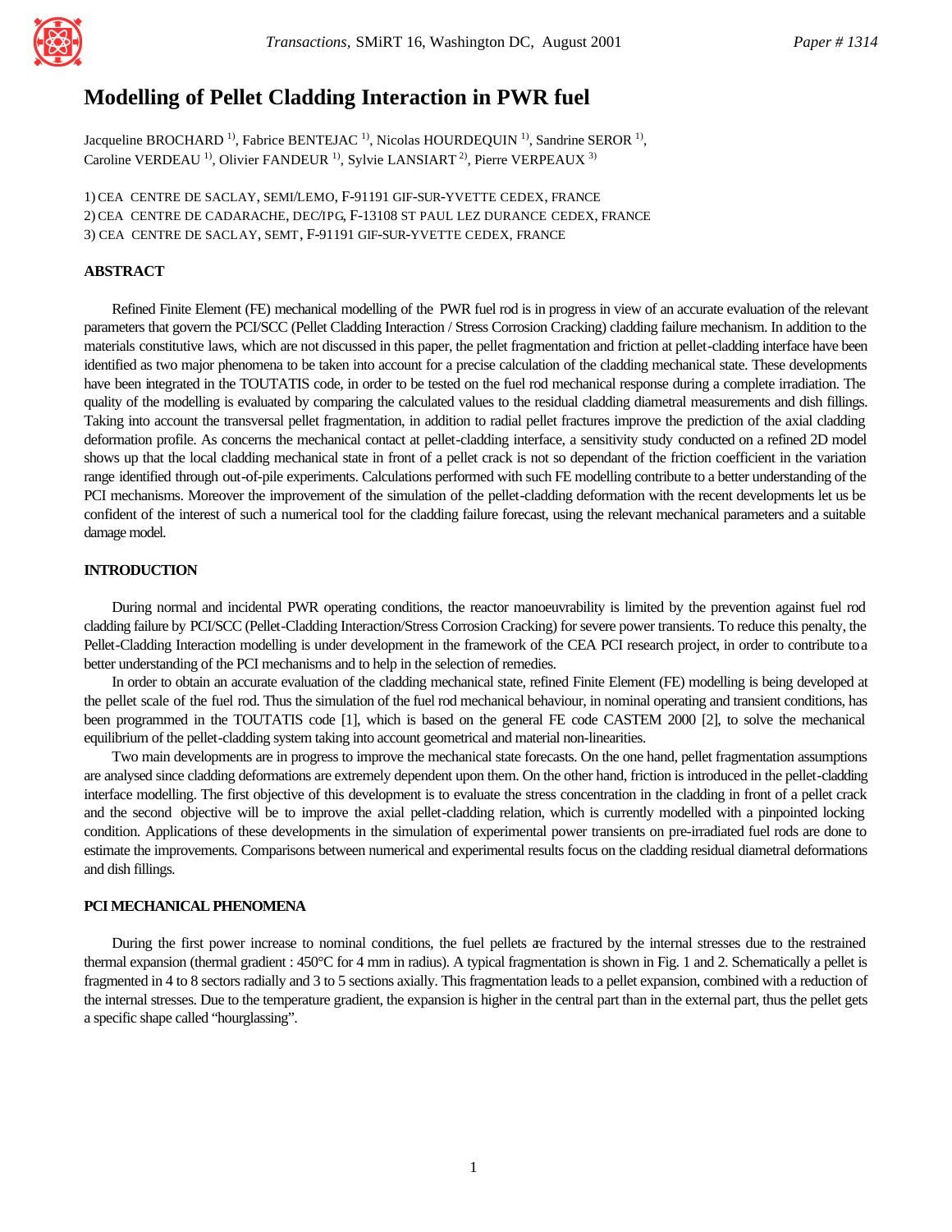# Modelling of Pellet Cladding Interaction in PWR fuel

Jacqueline BROCHARD [1)], Fabrice BENTEJAC [1)], Nicolas HOURDEQUIN [1)], Sandrine SEROR [1)], Caroline VERDEAU [1)], Olivier FANDEUR [1)], Sylvie LANSIART [2)], Pierre VERPEAUX [3)]

1) CEA CENTRE DE SACLAY, SEMI/LEMO, F-91191 GIF-SUR-YVETTE CEDEX, FRANCE
2) CEA CENTRE DE CADARACHE, DEC/IPG, F-13108 ST PAUL LEZ DURANCE CEDEX, FRANCE
3) CEA CENTRE DE SACLAY, SEMT, F-91191 GIF-SUR-YVETTE CEDEX, FRANCE

## ABSTRACT

Refined Finite Element (FE) mechanical modelling of the PWR fuel rod is in progress in view of an accurate evaluation of the relevant parameters that govern the PCI/SCC (Pellet Cladding Interaction / Stress Corrosion Cracking) cladding failure mechanism. In addition to the materials constitutive laws, which are not discussed in this paper, the pellet fragmentation and friction at pellet-cladding interface have been identified as two major phenomena to be taken into account for a precise calculation of the cladding mechanical state. These developments have been integrated in the TOUTATIS code, in order to be tested on the fuel rod mechanical response during a complete irradiation. The quality of the modelling is evaluated by comparing the calculated values to the residual cladding diametral measurements and dish fillings. Taking into account the transversal pellet fragmentation, in addition to radial pellet fractures improve the prediction of the axial cladding deformation profile. As concerns the mechanical contact at pellet-cladding interface, a sensitivity study conducted on a refined 2D model shows up that the local cladding mechanical state in front of a pellet crack is not so dependant of the friction coefficient in the variation range identified through out-of-pile experiments. Calculations performed with such FE modelling contribute to a better understanding of the PCI mechanisms. Moreover the improvement of the simulation of the pellet-cladding deformation with the recent developments let us be confident of the interest of such a numerical tool for the cladding failure forecast, using the relevant mechanical parameters and a suitable damage model.

## INTRODUCTION

During normal and incidental PWR operating conditions, the reactor manoeuvrability is limited by the prevention against fuel rod cladding failure by PCI/SCC (Pellet-Cladding Interaction/Stress Corrosion Cracking) for severe power transients. To reduce this penalty, the Pellet-Cladding Interaction modelling is under development in the framework of the CEA PCI research project, in order to contribute to a better understanding of the PCI mechanisms and to help in the selection of remedies.

In order to obtain an accurate evaluation of the cladding mechanical state, refined Finite Element (FE) modelling is being developed at the pellet scale of the fuel rod. Thus the simulation of the fuel rod mechanical behaviour, in nominal operating and transient conditions, has been programmed in the TOUTATIS code [1], which is based on the general FE code CASTEM 2000 [2], to solve the mechanical equilibrium of the pellet-cladding system taking into account geometrical and material non-linearities.

Two main developments are in progress to improve the mechanical state forecasts. On the one hand, pellet fragmentation assumptions are analysed since cladding deformations are extremely dependent upon them. On the other hand, friction is introduced in the pellet-cladding interface modelling. The first objective of this development is to evaluate the stress concentration in the cladding in front of a pellet crack and the second objective will be to improve the axial pellet-cladding relation, which is currently modelled with a pinpointed locking condition. Applications of these developments in the simulation of experimental power transients on pre-irradiated fuel rods are done to estimate the improvements. Comparisons between numerical and experimental results focus on the cladding residual diametral deformations and dish fillings.

## PCI MECHANICAL PHENOMENA

During the first power increase to nominal conditions, the fuel pellets are fractured by the internal stresses due to the restrained thermal expansion (thermal gradient : 450°C for 4 mm in radius). A typical fragmentation is shown in Fig. 1 and 2. Schematically a pellet is fragmented in 4 to 8 sectors radially and 3 to 5 sections axially. This fragmentation leads to a pellet expansion, combined with a reduction of the internal stresses. Due to the temperature gradient, the expansion is higher in the central part than in the external part, thus the pellet gets a specific shape called "hourglassing".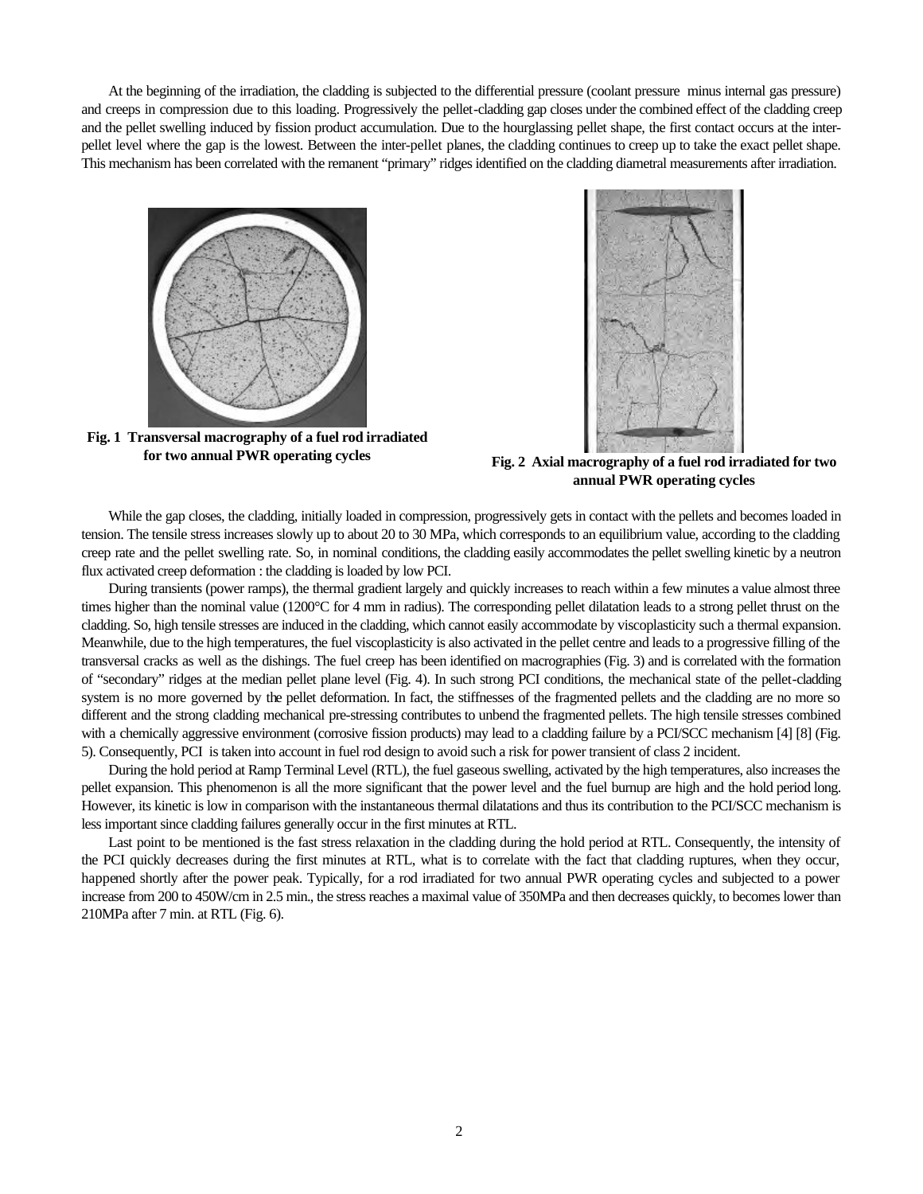At the beginning of the irradiation, the cladding is subjected to the differential pressure (coolant pressure minus internal gas pressure) and creeps in compression due to this loading. Progressively the pellet-cladding gap closes under the combined effect of the cladding creep and the pellet swelling induced by fission product accumulation. Due to the hourglassing pellet shape, the first contact occurs at the inter-pellet level where the gap is the lowest. Between the inter-pellet planes, the cladding continues to creep up to take the exact pellet shape. This mechanism has been correlated with the remanent "primary" ridges identified on the cladding diametral measurements after irradiation.

**Fig. 1 Transversal macrography of a fuel rod irradiated for two annual PWR operating cycles**

**Fig. 2 Axial macrography of a fuel rod irradiated for two annual PWR operating cycles**

While the gap closes, the cladding, initially loaded in compression, progressively gets in contact with the pellets and becomes loaded in tension. The tensile stress increases slowly up to about 20 to 30 MPa, which corresponds to an equilibrium value, according to the cladding creep rate and the pellet swelling rate. So, in nominal conditions, the cladding easily accommodates the pellet swelling kinetic by a neutron flux activated creep deformation : the cladding is loaded by low PCI.

During transients (power ramps), the thermal gradient largely and quickly increases to reach within a few minutes a value almost three times higher than the nominal value (1200°C for 4 mm in radius). The corresponding pellet dilatation leads to a strong pellet thrust on the cladding. So, high tensile stresses are induced in the cladding, which cannot easily accommodate by viscoplasticity such a thermal expansion. Meanwhile, due to the high temperatures, the fuel viscoplasticity is also activated in the pellet centre and leads to a progressive filling of the transversal cracks as well as the dishings. The fuel creep has been identified on macrographies (Fig. 3) and is correlated with the formation of "secondary" ridges at the median pellet plane level (Fig. 4). In such strong PCI conditions, the mechanical state of the pellet-cladding system is no more governed by the pellet deformation. In fact, the stiffnesses of the fragmented pellets and the cladding are no more so different and the strong cladding mechanical pre-stressing contributes to unbend the fragmented pellets. The high tensile stresses combined with a chemically aggressive environment (corrosive fission products) may lead to a cladding failure by a PCI/SCC mechanism [4] [8] (Fig. 5). Consequently, PCI is taken into account in fuel rod design to avoid such a risk for power transient of class 2 incident.

During the hold period at Ramp Terminal Level (RTL), the fuel gaseous swelling, activated by the high temperatures, also increases the pellet expansion. This phenomenon is all the more significant that the power level and the fuel burnup are high and the hold period long. However, its kinetic is low in comparison with the instantaneous thermal dilatations and thus its contribution to the PCI/SCC mechanism is less important since cladding failures generally occur in the first minutes at RTL.

Last point to be mentioned is the fast stress relaxation in the cladding during the hold period at RTL. Consequently, the intensity of the PCI quickly decreases during the first minutes at RTL, what is to correlate with the fact that cladding ruptures, when they occur, happened shortly after the power peak. Typically, for a rod irradiated for two annual PWR operating cycles and subjected to a power increase from 200 to 450W/cm in 2.5 min., the stress reaches a maximal value of 350MPa and then decreases quickly, to becomes lower than 210MPa after 7 min. at RTL (Fig. 6).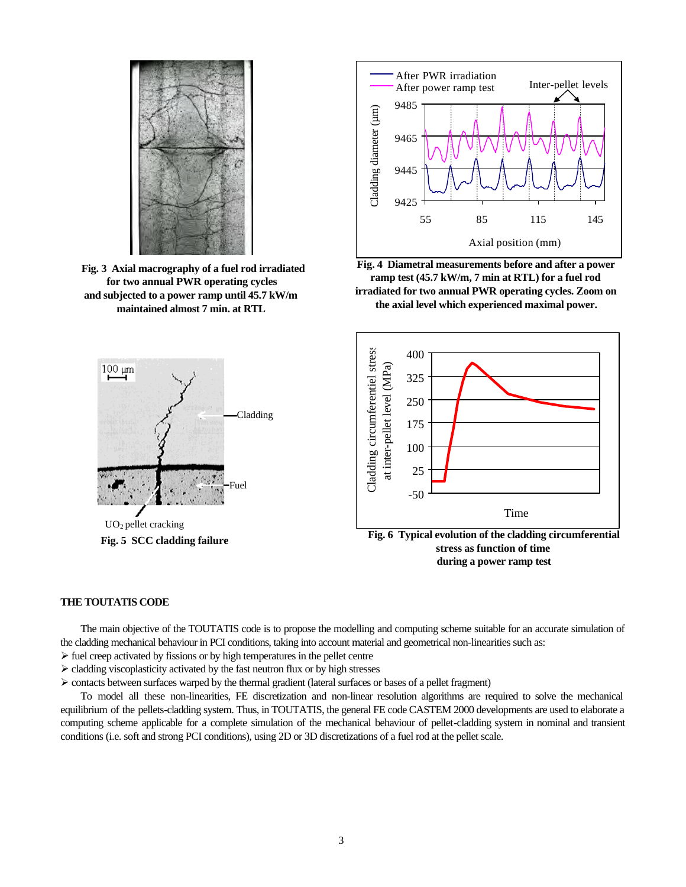Fig. 3 Axial macrography of a fuel rod irradiated for two annual PWR operating cycles and subjected to a power ramp until 45.7 kW/m maintained almost 7 min. at RTL

Fig. 4 Diametral measurements before and after a power ramp test (45.7 kW/m, 7 min at RTL) for a fuel rod irradiated for two annual PWR operating cycles. Zoom on the axial level which experienced maximal power.

Fig. 5 SCC cladding failure

Fig. 6 Typical evolution of the cladding circumferential stress as function of time during a power ramp test

## THE TOUTATIS CODE

The main objective of the TOUTATIS code is to propose the modelling and computing scheme suitable for an accurate simulation of the cladding mechanical behaviour in PCI conditions, taking into account material and geometrical non-linearities such as:

- fuel creep activated by fissions or by high temperatures in the pellet centre
- cladding viscoplasticity activated by the fast neutron flux or by high stresses
- contacts between surfaces warped by the thermal gradient (lateral surfaces or bases of a pellet fragment)

To model all these non-linearities, FE discretization and non-linear resolution algorithms are required to solve the mechanical equilibrium of the pellets-cladding system. Thus, in TOUTATIS, the general FE code CASTEM 2000 developments are used to elaborate a computing scheme applicable for a complete simulation of the mechanical behaviour of pellet-cladding system in nominal and transient conditions (i.e. soft and strong PCI conditions), using 2D or 3D discretizations of a fuel rod at the pellet scale.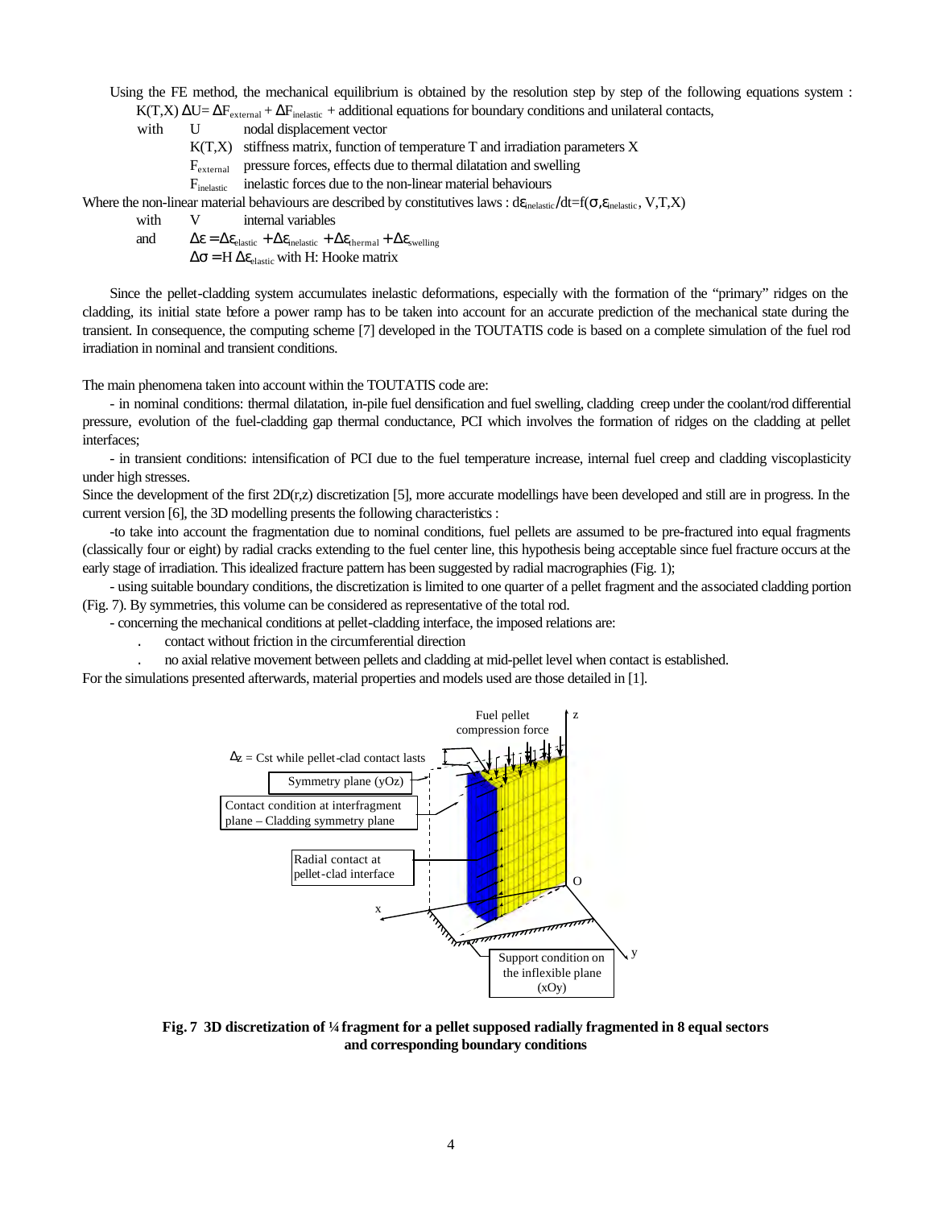Using the FE method, the mechanical equilibrium is obtained by the resolution step by step of the following equations system :

$K(T,X)\,\Delta U = \Delta F_{external} + \Delta F_{inelastic}$ + additional equations for boundary conditions and unilateral contacts,

with
- $U$ nodal displacement vector
- $K(T,X)$ stiffness matrix, function of temperature T and irradiation parameters X
- $F_{external}$ pressure forces, effects due to thermal dilatation and swelling
- $F_{inelastic}$ inelastic forces due to the non-linear material behaviours

Where the non-linear material behaviours are described by constitutives laws : $d\varepsilon_{inelastic}/dt = f(\sigma, \varepsilon_{inelastic}, V, T, X)$

with
- $V$ internal variables

and

$$\Delta\varepsilon = \Delta\varepsilon_{elastic} + \Delta\varepsilon_{inelastic} + \Delta\varepsilon_{thermal} + \Delta\varepsilon_{swelling}$$

$$\Delta\sigma = H\,\Delta\varepsilon_{elastic} \text{ with H: Hooke matrix}$$

Since the pellet-cladding system accumulates inelastic deformations, especially with the formation of the "primary" ridges on the cladding, its initial state before a power ramp has to be taken into account for an accurate prediction of the mechanical state during the transient. In consequence, the computing scheme [7] developed in the TOUTATIS code is based on a complete simulation of the fuel rod irradiation in nominal and transient conditions.

The main phenomena taken into account within the TOUTATIS code are:

- in nominal conditions: thermal dilatation, in-pile fuel densification and fuel swelling, cladding creep under the coolant/rod differential pressure, evolution of the fuel-cladding gap thermal conductance, PCI which involves the formation of ridges on the cladding at pellet interfaces;
- in transient conditions: intensification of PCI due to the fuel temperature increase, internal fuel creep and cladding viscoplasticity under high stresses.

Since the development of the first 2D(r,z) discretization [5], more accurate modellings have been developed and still are in progress. In the current version [6], the 3D modelling presents the following characteristics :

- to take into account the fragmentation due to nominal conditions, fuel pellets are assumed to be pre-fractured into equal fragments (classically four or eight) by radial cracks extending to the fuel center line, this hypothesis being acceptable since fuel fracture occurs at the early stage of irradiation. This idealized fracture pattern has been suggested by radial macrographies (Fig. 1);
- using suitable boundary conditions, the discretization is limited to one quarter of a pellet fragment and the associated cladding portion (Fig. 7). By symmetries, this volume can be considered as representative of the total rod.
- concerning the mechanical conditions at pellet-cladding interface, the imposed relations are:
  - contact without friction in the circumferential direction
  - no axial relative movement between pellets and cladding at mid-pellet level when contact is established.

For the simulations presented afterwards, material properties and models used are those detailed in [1].

**Fig. 7 3D discretization of ¼ fragment for a pellet supposed radially fragmented in 8 equal sectors and corresponding boundary conditions**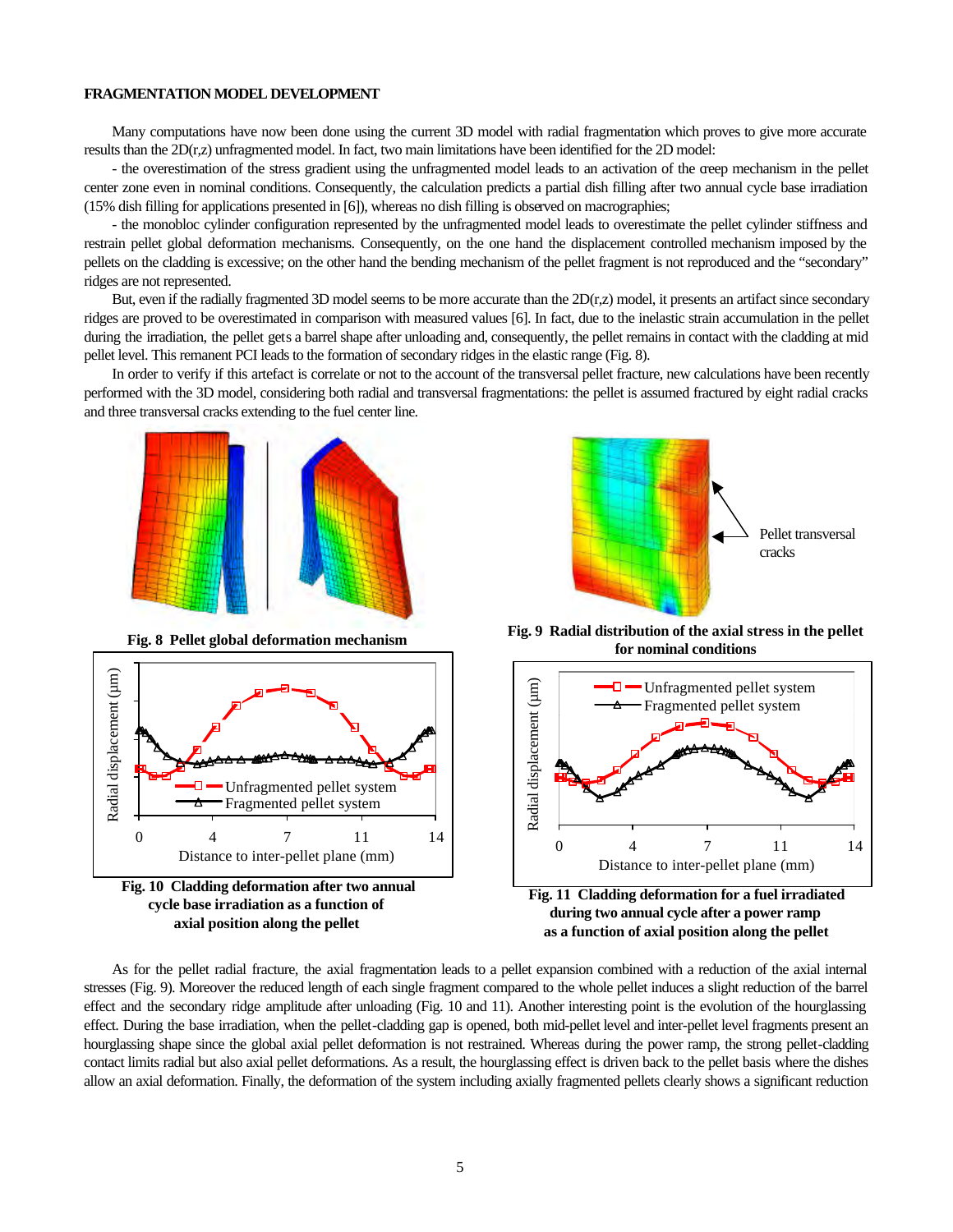**FRAGMENTATION MODEL DEVELOPMENT**

Many computations have now been done using the current 3D model with radial fragmentation which proves to give more accurate results than the 2D(r,z) unfragmented model. In fact, two main limitations have been identified for the 2D model:

- the overestimation of the stress gradient using the unfragmented model leads to an activation of the creep mechanism in the pellet center zone even in nominal conditions. Consequently, the calculation predicts a partial dish filling after two annual cycle base irradiation (15% dish filling for applications presented in [6]), whereas no dish filling is observed on macrographies;

- the monobloc cylinder configuration represented by the unfragmented model leads to overestimate the pellet cylinder stiffness and restrain pellet global deformation mechanisms. Consequently, on the one hand the displacement controlled mechanism imposed by the pellets on the cladding is excessive; on the other hand the bending mechanism of the pellet fragment is not reproduced and the "secondary" ridges are not represented.

But, even if the radially fragmented 3D model seems to be more accurate than the 2D(r,z) model, it presents an artifact since secondary ridges are proved to be overestimated in comparison with measured values [6]. In fact, due to the inelastic strain accumulation in the pellet during the irradiation, the pellet gets a barrel shape after unloading and, consequently, the pellet remains in contact with the cladding at mid pellet level. This remanent PCI leads to the formation of secondary ridges in the elastic range (Fig. 8).

In order to verify if this artefact is correlate or not to the account of the transversal pellet fracture, new calculations have been recently performed with the 3D model, considering both radial and transversal fragmentations: the pellet is assumed fractured by eight radial cracks and three transversal cracks extending to the fuel center line.

**Fig. 8 Pellet global deformation mechanism**

**Fig. 9 Radial distribution of the axial stress in the pellet for nominal conditions**

**Fig. 10 Cladding deformation after two annual cycle base irradiation as a function of axial position along the pellet**

**Fig. 11 Cladding deformation for a fuel irradiated during two annual cycle after a power ramp as a function of axial position along the pellet**

As for the pellet radial fracture, the axial fragmentation leads to a pellet expansion combined with a reduction of the axial internal stresses (Fig. 9). Moreover the reduced length of each single fragment compared to the whole pellet induces a slight reduction of the barrel effect and the secondary ridge amplitude after unloading (Fig. 10 and 11). Another interesting point is the evolution of the hourglassing effect. During the base irradiation, when the pellet-cladding gap is opened, both mid-pellet level and inter-pellet level fragments present an hourglassing shape since the global axial pellet deformation is not restrained. Whereas during the power ramp, the strong pellet-cladding contact limits radial but also axial pellet deformations. As a result, the hourglassing effect is driven back to the pellet basis where the dishes allow an axial deformation. Finally, the deformation of the system including axially fragmented pellets clearly shows a significant reduction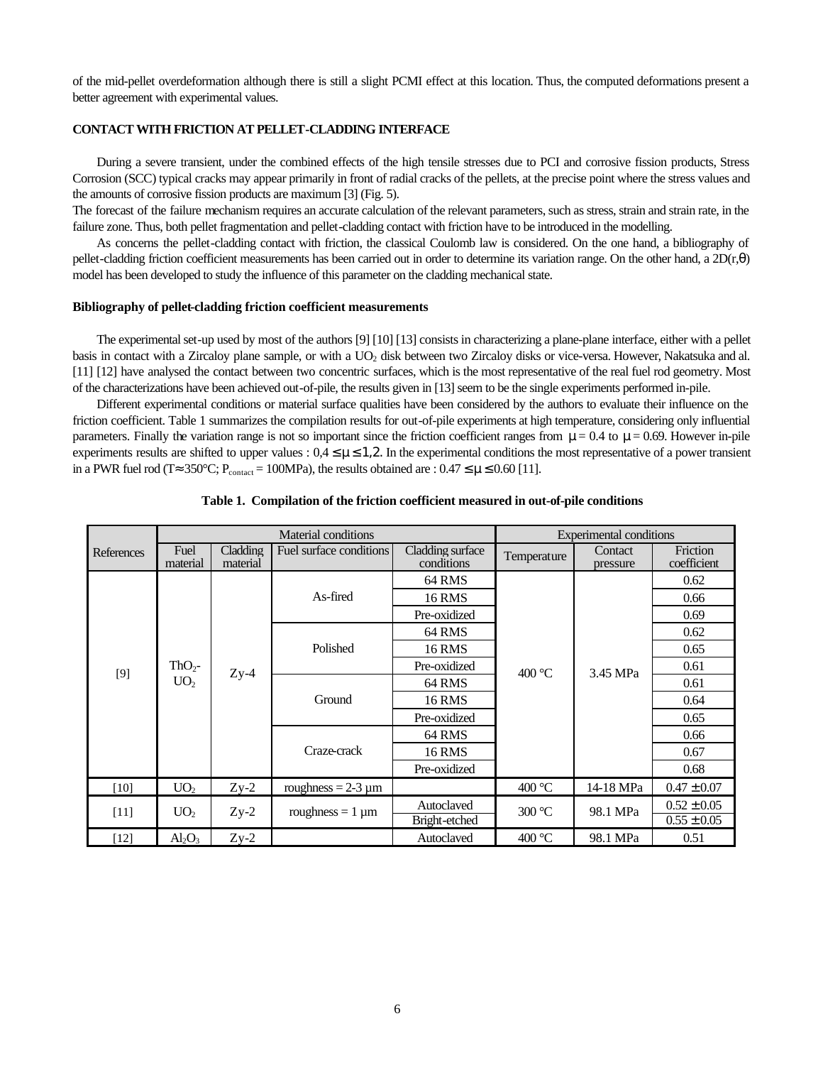of the mid-pellet overdeformation although there is still a slight PCMI effect at this location. Thus, the computed deformations present a better agreement with experimental values.

## CONTACT WITH FRICTION AT PELLET-CLADDING INTERFACE

During a severe transient, under the combined effects of the high tensile stresses due to PCI and corrosive fission products, Stress Corrosion (SCC) typical cracks may appear primarily in front of radial cracks of the pellets, at the precise point where the stress values and the amounts of corrosive fission products are maximum [3] (Fig. 5).
The forecast of the failure mechanism requires an accurate calculation of the relevant parameters, such as stress, strain and strain rate, in the failure zone. Thus, both pellet fragmentation and pellet-cladding contact with friction have to be introduced in the modelling.

As concerns the pellet-cladding contact with friction, the classical Coulomb law is considered. On the one hand, a bibliography of pellet-cladding friction coefficient measurements has been carried out in order to determine its variation range. On the other hand, a 2D(r,θ) model has been developed to study the influence of this parameter on the cladding mechanical state.

### Bibliography of pellet-cladding friction coefficient measurements

The experimental set-up used by most of the authors [9] [10] [13] consists in characterizing a plane-plane interface, either with a pellet basis in contact with a Zircaloy plane sample, or with a $UO_2$ disk between two Zircaloy disks or vice-versa. However, Nakatsuka and al. [11] [12] have analysed the contact between two concentric surfaces, which is the most representative of the real fuel rod geometry. Most of the characterizations have been achieved out-of-pile, the results given in [13] seem to be the single experiments performed in-pile.

Different experimental conditions or material surface qualities have been considered by the authors to evaluate their influence on the friction coefficient. Table 1 summarizes the compilation results for out-of-pile experiments at high temperature, considering only influential parameters. Finally the variation range is not so important since the friction coefficient ranges from $\mu = 0.4$ to $\mu = 0.69$. However in-pile experiments results are shifted to upper values : $0,4 \leq \mu \leq 1,2$. In the experimental conditions the most representative of a power transient in a PWR fuel rod ($T \approx 350°C$; $P_{contact} = 100MPa$), the results obtained are : $0.47 \leq \mu \leq 0.60$ [11].

**Table 1. Compilation of the friction coefficient measured in out-of-pile conditions**

| References | Material conditions | | | | Experimental conditions | | |
|---|---|---|---|---|---|---|---|
| | Fuel material | Cladding material | Fuel surface conditions | Cladding surface conditions | Temperature | Contact pressure | Friction coefficient |
| [9] | $ThO_2$-$UO_2$ | Zy-4 | As-fired | 64 RMS | 400 °C | 3.45 MPa | 0.62 |
| | | | | 16 RMS | | | 0.66 |
| | | | | Pre-oxidized | | | 0.69 |
| | | | Polished | 64 RMS | | | 0.62 |
| | | | | 16 RMS | | | 0.65 |
| | | | | Pre-oxidized | | | 0.61 |
| | | | Ground | 64 RMS | | | 0.61 |
| | | | | 16 RMS | | | 0.64 |
| | | | | Pre-oxidized | | | 0.65 |
| | | | Craze-crack | 64 RMS | | | 0.66 |
| | | | | 16 RMS | | | 0.67 |
| | | | | Pre-oxidized | | | 0.68 |
| [10] | $UO_2$ | Zy-2 | roughness = 2-3 µm | | 400 °C | 14-18 MPa | $0.47 \pm 0.07$ |
| [11] | $UO_2$ | Zy-2 | roughness = 1 µm | Autoclaved | 300 °C | 98.1 MPa | $0.52 \pm 0.05$ |
| | | | | Bright-etched | | | $0.55 \pm 0.05$ |
| [12] | $Al_2O_3$ | Zy-2 | | Autoclaved | 400 °C | 98.1 MPa | 0.51 |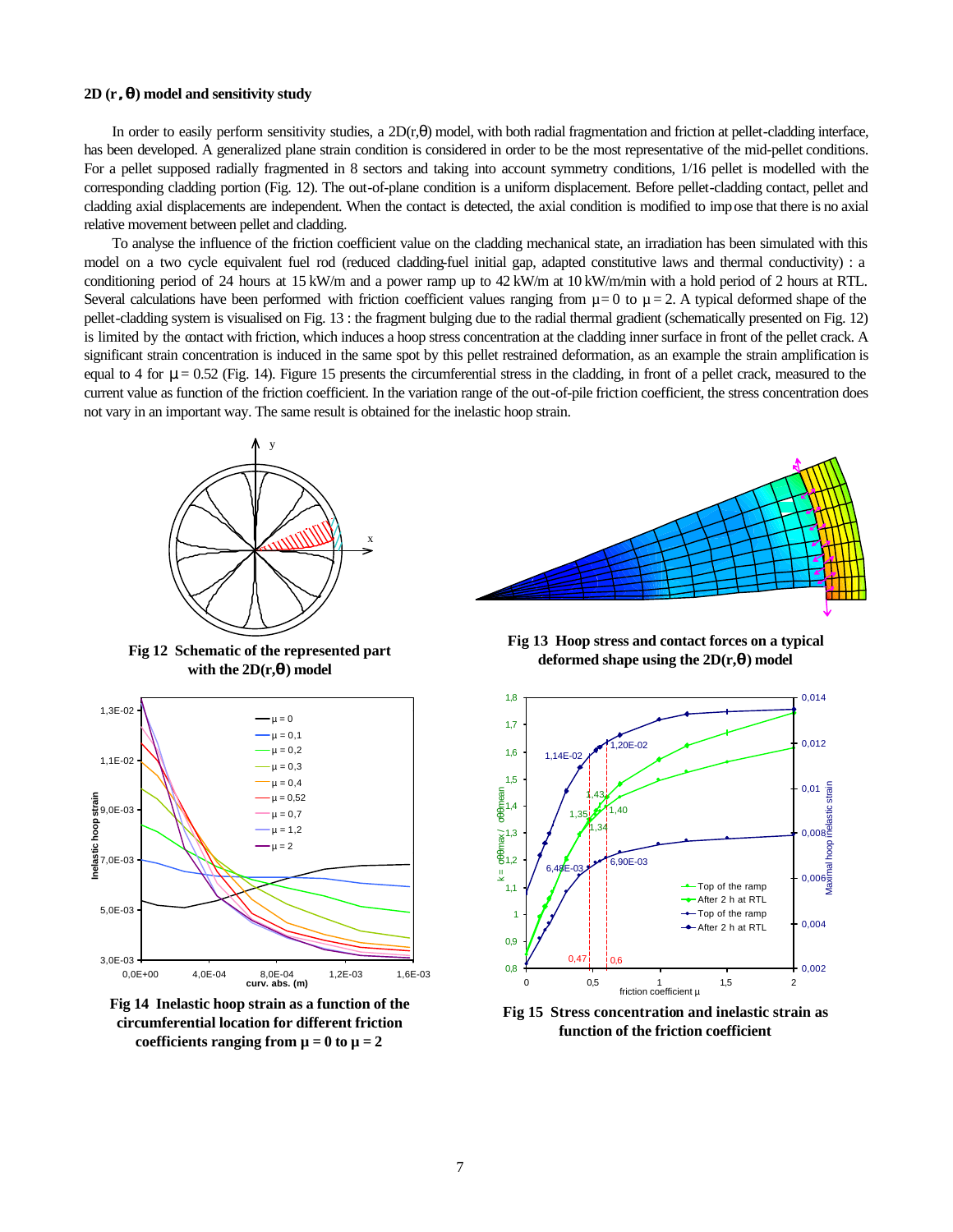### 2D (r, θ) model and sensitivity study

In order to easily perform sensitivity studies, a 2D(r,θ) model, with both radial fragmentation and friction at pellet-cladding interface, has been developed. A generalized plane strain condition is considered in order to be the most representative of the mid-pellet conditions. For a pellet supposed radially fragmented in 8 sectors and taking into account symmetry conditions, 1/16 pellet is modelled with the corresponding cladding portion (Fig. 12). The out-of-plane condition is a uniform displacement. Before pellet-cladding contact, pellet and cladding axial displacements are independent. When the contact is detected, the axial condition is modified to impose that there is no axial relative movement between pellet and cladding.

To analyse the influence of the friction coefficient value on the cladding mechanical state, an irradiation has been simulated with this model on a two cycle equivalent fuel rod (reduced cladding-fuel initial gap, adapted constitutive laws and thermal conductivity) : a conditioning period of 24 hours at 15 kW/m and a power ramp up to 42 kW/m at 10 kW/m/min with a hold period of 2 hours at RTL. Several calculations have been performed with friction coefficient values ranging from $\mu = 0$ to $\mu = 2$. A typical deformed shape of the pellet-cladding system is visualised on Fig. 13 : the fragment bulging due to the radial thermal gradient (schematically presented on Fig. 12) is limited by the contact with friction, which induces a hoop stress concentration at the cladding inner surface in front of the pellet crack. A significant strain concentration is induced in the same spot by this pellet restrained deformation, as an example the strain amplification is equal to 4 for $\mu = 0.52$ (Fig. 14). Figure 15 presents the circumferential stress in the cladding, in front of a pellet crack, measured to the current value as function of the friction coefficient. In the variation range of the out-of-pile friction coefficient, the stress concentration does not vary in an important way. The same result is obtained for the inelastic hoop strain.

**Fig 12 Schematic of the represented part with the 2D(r,θ) model**

**Fig 13 Hoop stress and contact forces on a typical deformed shape using the 2D(r,θ) model**

**Fig 14 Inelastic hoop strain as a function of the circumferential location for different friction coefficients ranging from μ = 0 to μ = 2**

**Fig 15 Stress concentration and inelastic strain as function of the friction coefficient**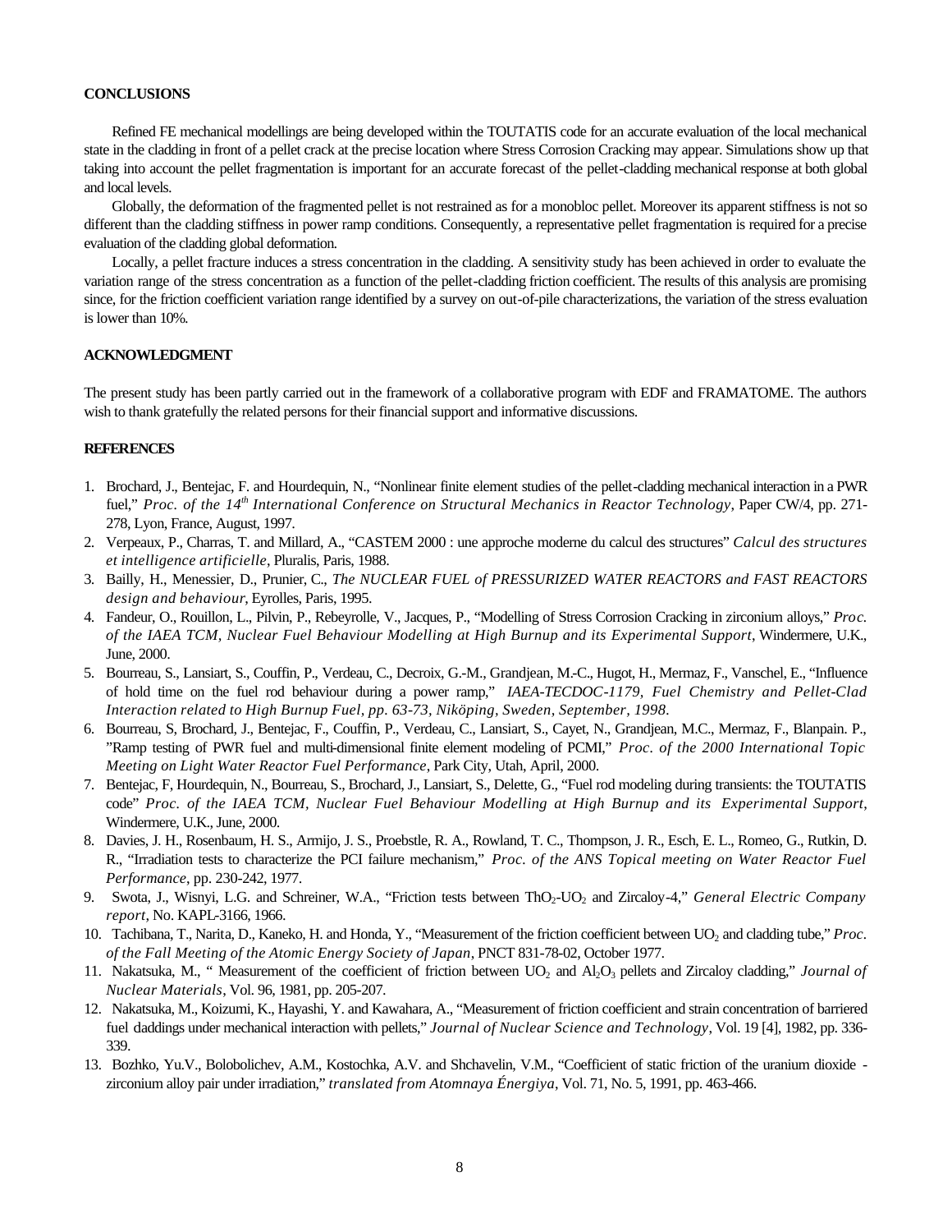## CONCLUSIONS

Refined FE mechanical modellings are being developed within the TOUTATIS code for an accurate evaluation of the local mechanical state in the cladding in front of a pellet crack at the precise location where Stress Corrosion Cracking may appear. Simulations show up that taking into account the pellet fragmentation is important for an accurate forecast of the pellet-cladding mechanical response at both global and local levels.

Globally, the deformation of the fragmented pellet is not restrained as for a monobloc pellet. Moreover its apparent stiffness is not so different than the cladding stiffness in power ramp conditions. Consequently, a representative pellet fragmentation is required for a precise evaluation of the cladding global deformation.

Locally, a pellet fracture induces a stress concentration in the cladding. A sensitivity study has been achieved in order to evaluate the variation range of the stress concentration as a function of the pellet-cladding friction coefficient. The results of this analysis are promising since, for the friction coefficient variation range identified by a survey on out-of-pile characterizations, the variation of the stress evaluation is lower than 10%.

## ACKNOWLEDGMENT

The present study has been partly carried out in the framework of a collaborative program with EDF and FRAMATOME. The authors wish to thank gratefully the related persons for their financial support and informative discussions.

## REFERENCES

1. Brochard, J., Bentejac, F. and Hourdequin, N., "Nonlinear finite element studies of the pellet-cladding mechanical interaction in a PWR fuel," *Proc. of the 14th International Conference on Structural Mechanics in Reactor Technology*, Paper CW/4, pp. 271-278, Lyon, France, August, 1997.
2. Verpeaux, P., Charras, T. and Millard, A., "CASTEM 2000 : une approche moderne du calcul des structures" *Calcul des structures et intelligence artificielle*, Pluralis, Paris, 1988.
3. Bailly, H., Menessier, D., Prunier, C., *The NUCLEAR FUEL of PRESSURIZED WATER REACTORS and FAST REACTORS design and behaviour*, Eyrolles, Paris, 1995.
4. Fandeur, O., Rouillon, L., Pilvin, P., Rebeyrolle, V., Jacques, P., "Modelling of Stress Corrosion Cracking in zirconium alloys," *Proc. of the IAEA TCM, Nuclear Fuel Behaviour Modelling at High Burnup and its Experimental Support*, Windermere, U.K., June, 2000.
5. Bourreau, S., Lansiart, S., Couffin, P., Verdeau, C., Decroix, G.-M., Grandjean, M.-C., Hugot, H., Mermaz, F., Vanschel, E., "Influence of hold time on the fuel rod behaviour during a power ramp," *IAEA-TECDOC-1179, Fuel Chemistry and Pellet-Clad Interaction related to High Burnup Fuel, pp. 63-73, Nikөping, Sweden, September, 1998.*
6. Bourreau, S, Brochard, J., Bentejac, F., Couffin, P., Verdeau, C., Lansiart, S., Cayet, N., Grandjean, M.C., Mermaz, F., Blanpain. P., "Ramp testing of PWR fuel and multi-dimensional finite element modeling of PCMI," *Proc. of the 2000 International Topic Meeting on Light Water Reactor Fuel Performance*, Park City, Utah, April, 2000.
7. Bentejac, F, Hourdequin, N., Bourreau, S., Brochard, J., Lansiart, S., Delette, G., "Fuel rod modeling during transients: the TOUTATIS code" *Proc. of the IAEA TCM, Nuclear Fuel Behaviour Modelling at High Burnup and its Experimental Support*, Windermere, U.K., June, 2000.
8. Davies, J. H., Rosenbaum, H. S., Armijo, J. S., Proebstle, R. A., Rowland, T. C., Thompson, J. R., Esch, E. L., Romeo, G., Rutkin, D. R., "Irradiation tests to characterize the PCI failure mechanism," *Proc. of the ANS Topical meeting on Water Reactor Fuel Performance*, pp. 230-242, 1977.
9. Swota, J., Wisnyi, L.G. and Schreiner, W.A., "Friction tests between $ThO_2$-$UO_2$ and Zircaloy-4," *General Electric Company report*, No. KAPL-3166, 1966.
10. Tachibana, T., Narita, D., Kaneko, H. and Honda, Y., "Measurement of the friction coefficient between $UO_2$ and cladding tube," *Proc. of the Fall Meeting of the Atomic Energy Society of Japan*, PNCT 831-78-02, October 1977.
11. Nakatsuka, M., " Measurement of the coefficient of friction between $UO_2$ and $Al_2O_3$ pellets and Zircaloy cladding," *Journal of Nuclear Materials*, Vol. 96, 1981, pp. 205-207.
12. Nakatsuka, M., Koizumi, K., Hayashi, Y. and Kawahara, A., "Measurement of friction coefficient and strain concentration of barriered fuel daddings under mechanical interaction with pellets," *Journal of Nuclear Science and Technology*, Vol. 19 [4], 1982, pp. 336-339.
13. Bozhko, Yu.V., Bolobolichev, A.M., Kostochka, A.V. and Shchavelin, V.M., "Coefficient of static friction of the uranium dioxide - zirconium alloy pair under irradiation," *translated from Atomnaya Énergiya*, Vol. 71, No. 5, 1991, pp. 463-466.